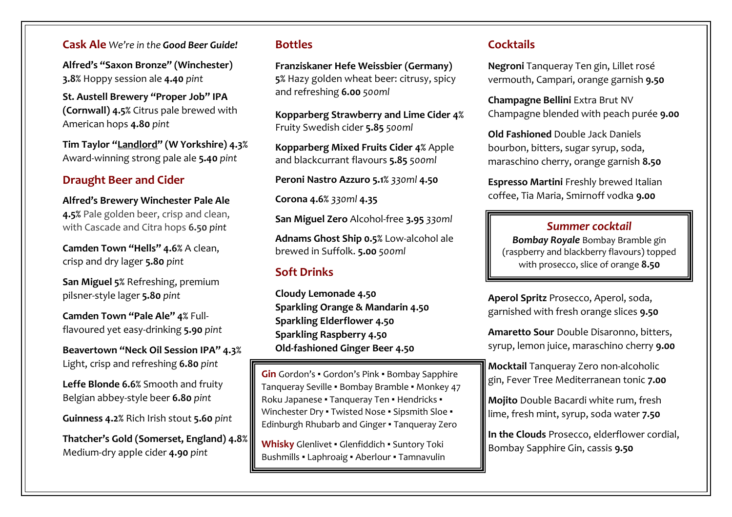## Cask Ale *We're in the **Good Beer Guide!***

**Alfred's "Saxon Bronze" (Winchester) 3.8%** Hoppy session ale **4.40** *pint*

**St. Austell Brewery "Proper Job" IPA (Cornwall) 4.5%** Citrus pale brewed with American hops **4.80** *pint*

**Tim Taylor "Landlord" (W Yorkshire) 4.3%** Award-winning strong pale ale **5.40** *pint*

## Draught Beer and Cider

**Alfred's Brewery Winchester Pale Ale 4.5%** Pale golden beer, crisp and clean, with Cascade and Citra hops **6.50** *pint*

**Camden Town "Hells" 4.6%** A clean, crisp and dry lager **5.80** *pint*

**San Miguel 5%** Refreshing, premium pilsner-style lager **5.80** *pint*

**Camden Town "Pale Ale" 4%** Full-flavoured yet easy-drinking **5.90** *pint*

**Beavertown "Neck Oil Session IPA" 4.3%** Light, crisp and refreshing **6.80** *pint*

**Leffe Blonde 6.6%** Smooth and fruity Belgian abbey-style beer **6.80** *pint*

**Guinness 4.2%** Rich Irish stout **5.60** *pint*

**Thatcher's Gold (Somerset, England) 4.8%** Medium-dry apple cider **4.90** *pint*

## Bottles

**Franziskaner Hefe Weissbier (Germany) 5%** Hazy golden wheat beer: citrusy, spicy and refreshing **6.00** *500ml*

**Kopparberg Strawberry and Lime Cider 4%** Fruity Swedish cider **5.85** *500ml*

**Kopparberg Mixed Fruits Cider 4%** Apple and blackcurrant flavours **5.85** *500ml*

**Peroni Nastro Azzuro 5.1%** *330ml* **4.50**

**Corona 4.6%** *330ml* **4.35**

**San Miguel Zero** Alcohol-free **3.95** *330ml*

**Adnams Ghost Ship 0.5%** Low-alcohol ale brewed in Suffolk. **5.00** *500ml*

## Soft Drinks

**Cloudy Lemonade 4.50**
**Sparkling Orange & Mandarin 4.50**
**Sparkling Elderflower 4.50**
**Sparkling Raspberry 4.50**
**Old-fashioned Ginger Beer 4.50**

**Gin** Gordon's ▪ Gordon's Pink ▪ Bombay Sapphire Tanqueray Seville ▪ Bombay Bramble ▪ Monkey 47 Roku Japanese ▪ Tanqueray Ten ▪ Hendricks ▪ Winchester Dry ▪ Twisted Nose ▪ Sipsmith Sloe ▪ Edinburgh Rhubarb and Ginger ▪ Tanqueray Zero

**Whisky** Glenlivet ▪ Glenfiddich ▪ Suntory Toki Bushmills ▪ Laphroaig ▪ Aberlour ▪ Tamnavulin

## Cocktails

**Negroni** Tanqueray Ten gin, Lillet rosé vermouth, Campari, orange garnish **9.50**

**Champagne Bellini** Extra Brut NV Champagne blended with peach purée **9.00**

**Old Fashioned** Double Jack Daniels bourbon, bitters, sugar syrup, soda, maraschino cherry, orange garnish **8.50**

**Espresso Martini** Freshly brewed Italian coffee, Tia Maria, Smirnoff vodka **9.00**

### *Summer cocktail*

***Bombay Royale*** Bombay Bramble gin (raspberry and blackberry flavours) topped with prosecco, slice of orange **8.50**

**Aperol Spritz** Prosecco, Aperol, soda, garnished with fresh orange slices **9.50**

**Amaretto Sour** Double Disaronno, bitters, syrup, lemon juice, maraschino cherry **9.00**

**Mocktail** Tanqueray Zero non-alcoholic gin, Fever Tree Mediterranean tonic **7.00**

**Mojito** Double Bacardi white rum, fresh lime, fresh mint, syrup, soda water **7.50**

**In the Clouds** Prosecco, elderflower cordial, Bombay Sapphire Gin, cassis **9.50**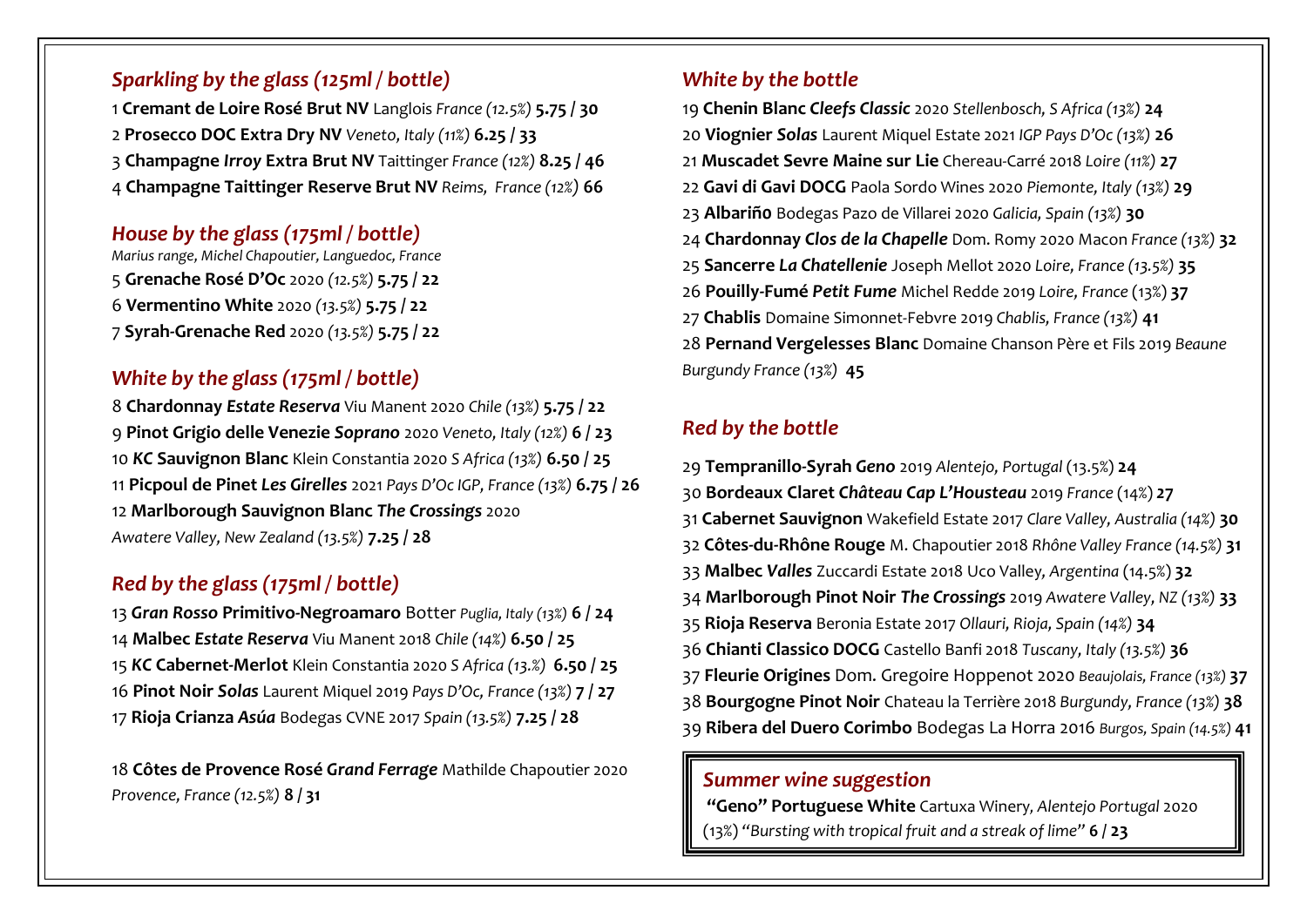## *Sparkling by the glass (125ml / bottle)*

1 **Cremant de Loire Rosé Brut NV** Langlois *France (12.5%)* **5.75 / 30**
2 **Prosecco DOC Extra Dry NV** *Veneto, Italy (11%)* **6.25 / 33**
3 **Champagne *Irroy* Extra Brut NV** Taittinger *France (12%)* **8.25 / 46**
4 **Champagne Taittinger Reserve Brut NV** *Reims, France (12%)* **66**

## *House by the glass (175ml / bottle)*

*Marius range, Michel Chapoutier, Languedoc, France*
5 **Grenache Rosé D'Oc** 2020 *(12.5%)* **5.75 / 22**
6 **Vermentino White** 2020 *(13.5%)* **5.75 / 22**
7 **Syrah-Grenache Red** 2020 *(13.5%)* **5.75 / 22**

## *White by the glass (175ml / bottle)*

8 **Chardonnay *Estate Reserva*** Viu Manent 2020 *Chile (13%)* **5.75 / 22**
9 **Pinot Grigio delle Venezie *Soprano*** 2020 *Veneto, Italy (12%)* **6 / 23**
10 ***KC* Sauvignon Blanc** Klein Constantia 2020 *S Africa (13%)* **6.50 / 25**
11 **Picpoul de Pinet *Les Girelles*** 2021 *Pays D'Oc IGP, France (13%)* **6.75 / 26**
12 **Marlborough Sauvignon Blanc *The Crossings*** 2020 *Awatere Valley, New Zealand (13.5%)* **7.25 / 28**

## *Red by the glass (175ml / bottle)*

13 ***Gran Rosso* Primitivo-Negroamaro** Botter *Puglia, Italy (13%)* **6 / 24**
14 **Malbec *Estate Reserva*** Viu Manent 2018 *Chile (14%)* **6.50 / 25**
15 ***KC* Cabernet-Merlot** Klein Constantia 2020 *S Africa (13.%)* **6.50 / 25**
16 **Pinot Noir *Solas*** Laurent Miquel 2019 *Pays D'Oc, France (13%)* **7 / 27**
17 **Rioja Crianza *Asúa*** Bodegas CVNE 2017 *Spain (13.5%)* **7.25 / 28**

18 **Côtes de Provence Rosé *Grand Ferrage*** Mathilde Chapoutier 2020 *Provence, France (12.5%)* **8 / 31**

## *White by the bottle*

19 **Chenin Blanc *Cleefs Classic*** 2020 *Stellenbosch, S Africa (13%)* **24**
20 **Viognier *Solas*** Laurent Miquel Estate 2021 *IGP Pays D'Oc (13%)* **26**
21 **Muscadet Sevre Maine sur Lie** Chereau-Carré 2018 *Loire (11%)* **27**
22 **Gavi di Gavi DOCG** Paola Sordo Wines 2020 *Piemonte, Italy (13%)* **29**
23 **Albariño** Bodegas Pazo de Villarei 2020 *Galicia, Spain (13%)* **30**
24 **Chardonnay *Clos de la Chapelle*** Dom. Romy 2020 Macon *France (13%)* **32**
25 **Sancerre *La Chatellenie*** Joseph Mellot 2020 *Loire, France (13.5%)* **35**
26 **Pouilly-Fumé *Petit Fume*** Michel Redde 2019 *Loire, France* (13%) **37**
27 **Chablis** Domaine Simonnet-Febvre 2019 *Chablis, France (13%)* **41**
28 **Pernand Vergelesses Blanc** Domaine Chanson Père et Fils 2019 *Beaune Burgundy France (13%)* **45**

## *Red by the bottle*

29 **Tempranillo-Syrah *Geno*** 2019 *Alentejo, Portugal* (13.5%) **24**
30 **Bordeaux Claret *Château Cap L'Housteau*** 2019 *France* (14%) **27**
31 **Cabernet Sauvignon** Wakefield Estate 2017 *Clare Valley, Australia (14%)* **30**
32 **Côtes-du-Rhône Rouge** M. Chapoutier 2018 *Rhône Valley France (14.5%)* **31**
33 **Malbec *Valles*** Zuccardi Estate 2018 Uco Valley, *Argentina* (14.5%) **32**
34 **Marlborough Pinot Noir *The Crossings*** 2019 *Awatere Valley, NZ (13%)* **33**
35 **Rioja Reserva** Beronia Estate 2017 *Ollauri, Rioja, Spain (14%)* **34**
36 **Chianti Classico DOCG** Castello Banfi 2018 *Tuscany, Italy (13.5%)* **36**
37 **Fleurie Origines** Dom. Gregoire Hoppenot 2020 *Beaujolais, France (13%)* **37**
38 **Bourgogne Pinot Noir** Chateau la Terrière 2018 *Burgundy, France (13%)* **38**
39 **Ribera del Duero Corimbo** Bodegas La Horra 2016 *Burgos, Spain (14.5%)* **41**

## *Summer wine suggestion*

**"Geno" Portuguese White** Cartuxa Winery, *Alentejo Portugal* 2020 (13%) *"Bursting with tropical fruit and a streak of lime"* **6 / 23**